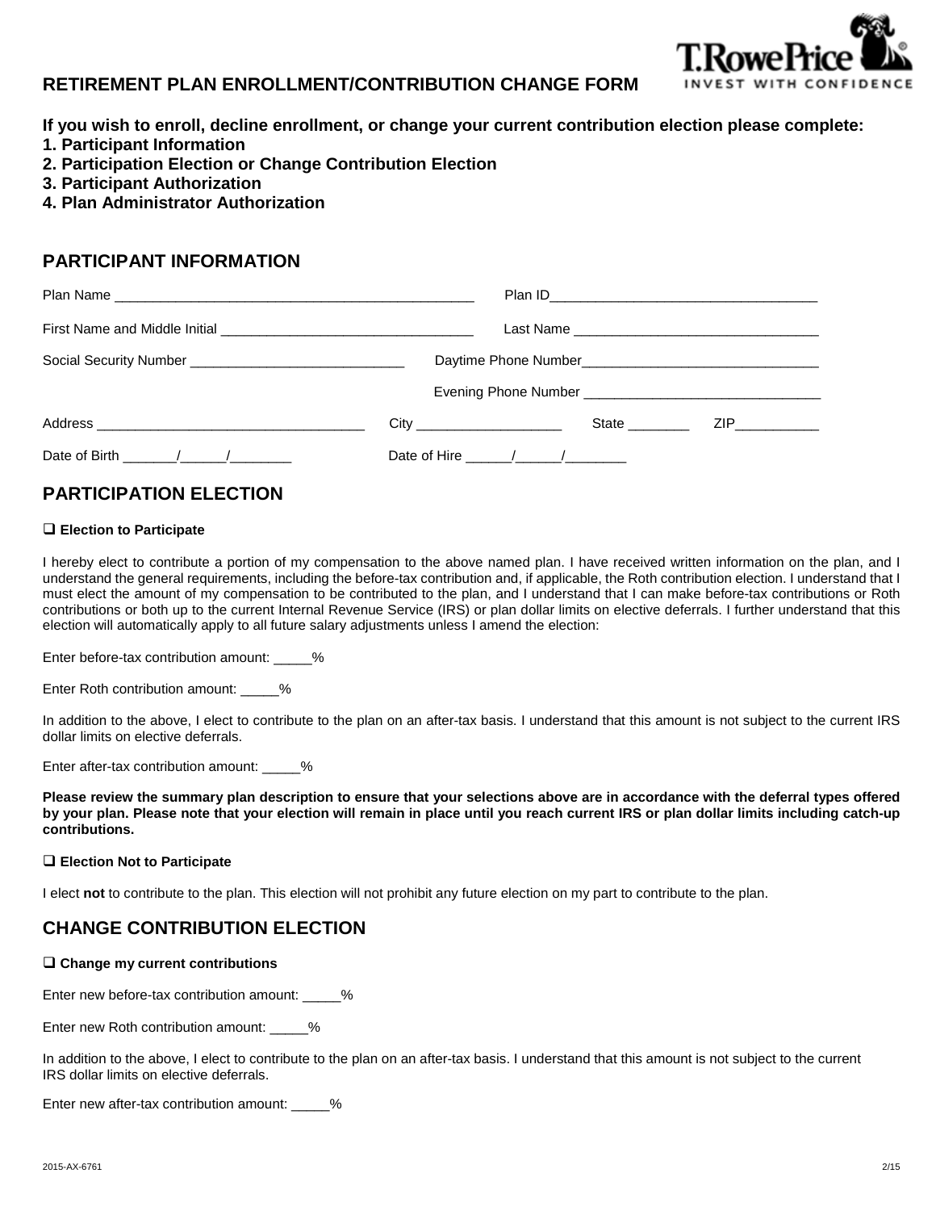# RETIREMENT PLAN ENROLLMENT/CONTRIBUTION CHANGE FORM

**If you wish to enroll, decline enrollment, or change your current contribution election please complete:**
**1. Participant Information**
**2. Participation Election or Change Contribution Election**
**3. Participant Authorization**
**4. Plan Administrator Authorization**

## PARTICIPANT INFORMATION

Plan Name ______________________________________________ Plan ID__________________________________

First Name and Middle Initial _________________________________ Last Name _______________________________

Social Security Number ___________________________ Daytime Phone Number______________________________

Evening Phone Number ______________________________

Address __________________________________ City ___________________ State ________ ZIP___________

Date of Birth _______/______/________ Date of Hire ______/______/________

## PARTICIPATION ELECTION

❑ **Election to Participate**

I hereby elect to contribute a portion of my compensation to the above named plan. I have received written information on the plan, and I understand the general requirements, including the before-tax contribution and, if applicable, the Roth contribution election. I understand that I must elect the amount of my compensation to be contributed to the plan, and I understand that I can make before-tax contributions or Roth contributions or both up to the current Internal Revenue Service (IRS) or plan dollar limits on elective deferrals. I further understand that this election will automatically apply to all future salary adjustments unless I amend the election:

Enter before-tax contribution amount: _____%

Enter Roth contribution amount: _____%

In addition to the above, I elect to contribute to the plan on an after-tax basis. I understand that this amount is not subject to the current IRS dollar limits on elective deferrals.

Enter after-tax contribution amount: _____%

**Please review the summary plan description to ensure that your selections above are in accordance with the deferral types offered by your plan. Please note that your election will remain in place until you reach current IRS or plan dollar limits including catch-up contributions.**

❑ **Election Not to Participate**

I elect **not** to contribute to the plan. This election will not prohibit any future election on my part to contribute to the plan.

## CHANGE CONTRIBUTION ELECTION

❑ **Change my current contributions**

Enter new before-tax contribution amount: _____%

Enter new Roth contribution amount: _____%

In addition to the above, I elect to contribute to the plan on an after-tax basis. I understand that this amount is not subject to the current IRS dollar limits on elective deferrals.

Enter new after-tax contribution amount: _____%

2015-AX-6761 2/15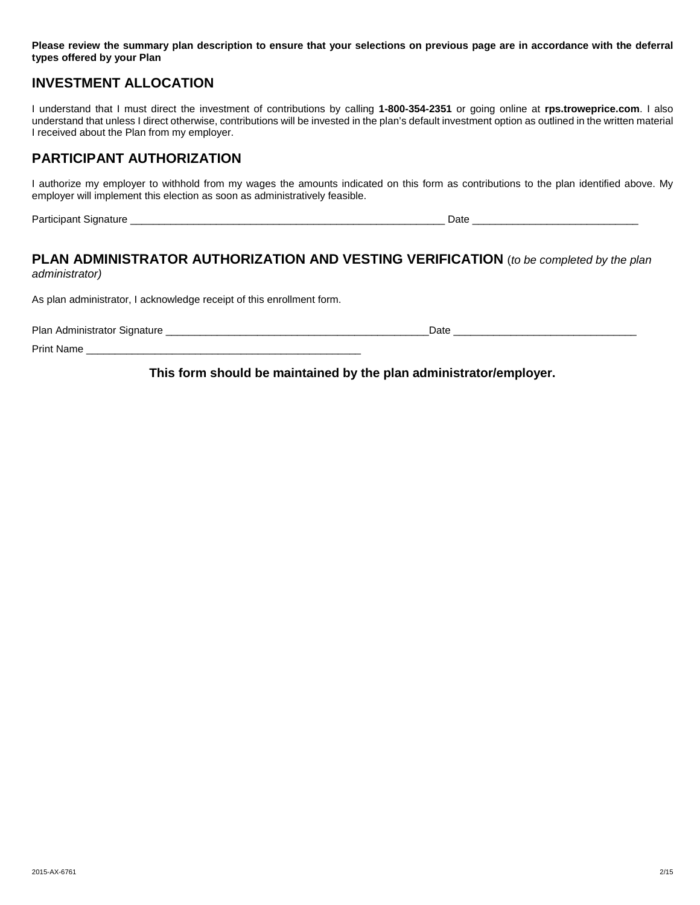**Please review the summary plan description to ensure that your selections on previous page are in accordance with the deferral types offered by your Plan**

## INVESTMENT ALLOCATION

I understand that I must direct the investment of contributions by calling **1-800-354-2351** or going online at **rps.troweprice.com**. I also understand that unless I direct otherwise, contributions will be invested in the plan's default investment option as outlined in the written material I received about the Plan from my employer.

## PARTICIPANT AUTHORIZATION

I authorize my employer to withhold from my wages the amounts indicated on this form as contributions to the plan identified above. My employer will implement this election as soon as administratively feasible.

Participant Signature ________________________________________________________ Date _____________________________

## PLAN ADMINISTRATOR AUTHORIZATION AND VESTING VERIFICATION (*to be completed by the plan administrator)*

As plan administrator, I acknowledge receipt of this enrollment form.

Plan Administrator Signature _______________________________________________Date _______________________________

Print Name _________________________________________________

**This form should be maintained by the plan administrator/employer.**

2015-AX-6761 2/15